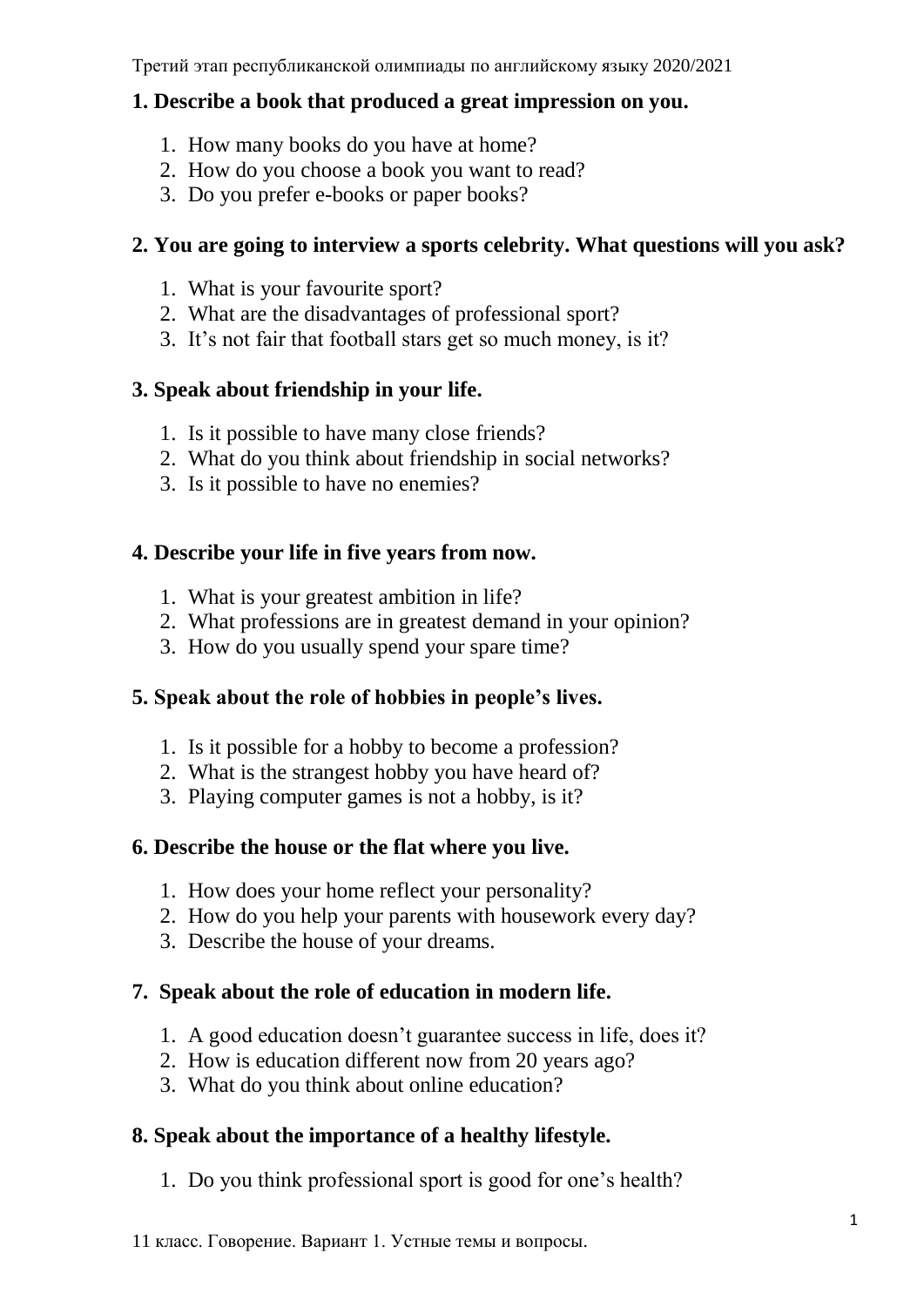Третий этап республиканской олимпиады по английскому языку 2020/2021

**1. Describe a book that produced a great impression on you.**

1. How many books do you have at home?
2. How do you choose a book you want to read?
3. Do you prefer e-books or paper books?

**2. You are going to interview a sports celebrity. What questions will you ask?**

1. What is your favourite sport?
2. What are the disadvantages of professional sport?
3. It's not fair that football stars get so much money, is it?

**3. Speak about friendship in your life.**

1. Is it possible to have many close friends?
2. What do you think about friendship in social networks?
3. Is it possible to have no enemies?

**4. Describe your life in five years from now.**

1. What is your greatest ambition in life?
2. What professions are in greatest demand in your opinion?
3. How do you usually spend your spare time?

**5. Speak about the role of hobbies in people's lives.**

1. Is it possible for a hobby to become a profession?
2. What is the strangest hobby you have heard of?
3. Playing computer games is not a hobby, is it?

**6. Describe the house or the flat where you live.**

1. How does your home reflect your personality?
2. How do you help your parents with housework every day?
3. Describe the house of your dreams.

**7. Speak about the role of education in modern life.**

1. A good education doesn't guarantee success in life, does it?
2. How is education different now from 20 years ago?
3. What do you think about online education?

**8. Speak about the importance of a healthy lifestyle.**

1. Do you think professional sport is good for one's health?

11 класс. Говорение. Вариант 1. Устные темы и вопросы.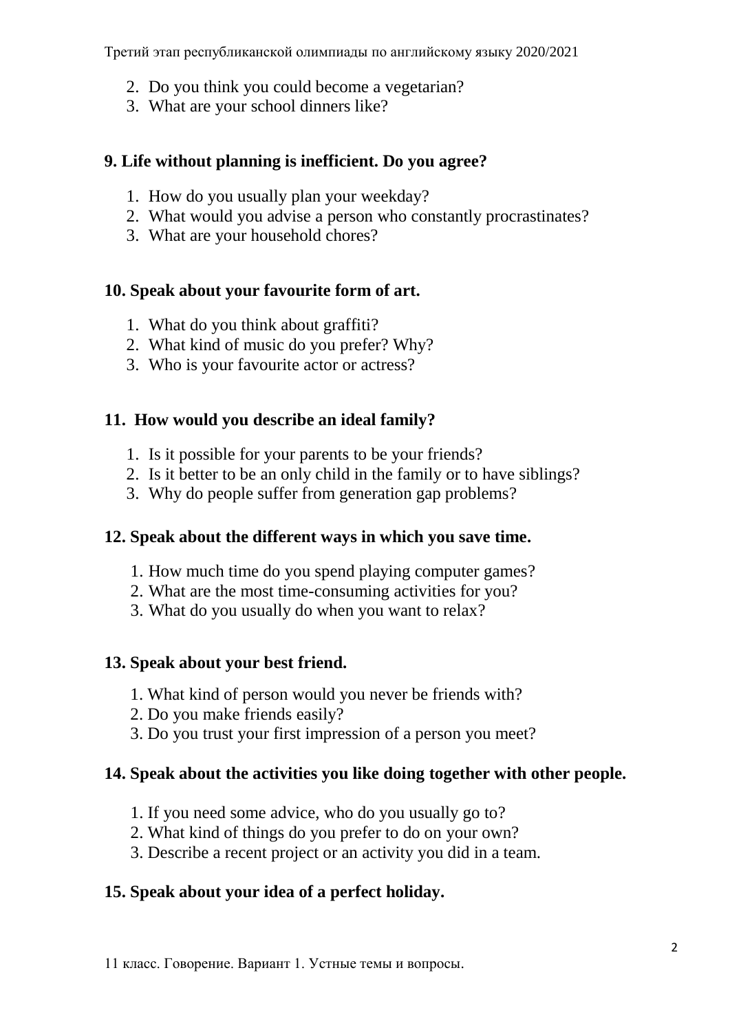2. Do you think you could become a vegetarian?
3. What are your school dinners like?

**9. Life without planning is inefficient. Do you agree?**

1. How do you usually plan your weekday?
2. What would you advise a person who constantly procrastinates?
3. What are your household chores?

**10. Speak about your favourite form of art.**

1. What do you think about graffiti?
2. What kind of music do you prefer? Why?
3. Who is your favourite actor or actress?

**11. How would you describe an ideal family?**

1. Is it possible for your parents to be your friends?
2. Is it better to be an only child in the family or to have siblings?
3. Why do people suffer from generation gap problems?

**12. Speak about the different ways in which you save time.**

1. How much time do you spend playing computer games?
2. What are the most time-consuming activities for you?
3. What do you usually do when you want to relax?

**13. Speak about your best friend.**

1. What kind of person would you never be friends with?
2. Do you make friends easily?
3. Do you trust your first impression of a person you meet?

**14. Speak about the activities you like doing together with other people.**

1. If you need some advice, who do you usually go to?
2. What kind of things do you prefer to do on your own?
3. Describe a recent project or an activity you did in a team.

**15. Speak about your idea of a perfect holiday.**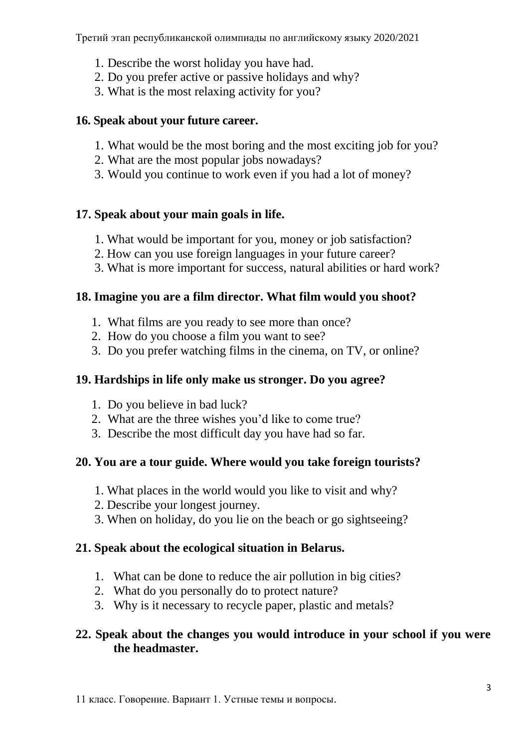1. Describe the worst holiday you have had.
2. Do you prefer active or passive holidays and why?
3. What is the most relaxing activity for you?

**16. Speak about your future career.**

1. What would be the most boring and the most exciting job for you?
2. What are the most popular jobs nowadays?
3. Would you continue to work even if you had a lot of money?

**17. Speak about your main goals in life.**

1. What would be important for you, money or job satisfaction?
2. How can you use foreign languages in your future career?
3. What is more important for success, natural abilities or hard work?

**18. Imagine you are a film director. What film would you shoot?**

1. What films are you ready to see more than once?
2. How do you choose a film you want to see?
3. Do you prefer watching films in the cinema, on TV, or online?

**19. Hardships in life only make us stronger. Do you agree?**

1. Do you believe in bad luck?
2. What are the three wishes you'd like to come true?
3. Describe the most difficult day you have had so far.

**20. You are a tour guide. Where would you take foreign tourists?**

1. What places in the world would you like to visit and why?
2. Describe your longest journey.
3. When on holiday, do you lie on the beach or go sightseeing?

**21. Speak about the ecological situation in Belarus.**

1. What can be done to reduce the air pollution in big cities?
2. What do you personally do to protect nature?
3. Why is it necessary to recycle paper, plastic and metals?

**22. Speak about the changes you would introduce in your school if you were the headmaster.**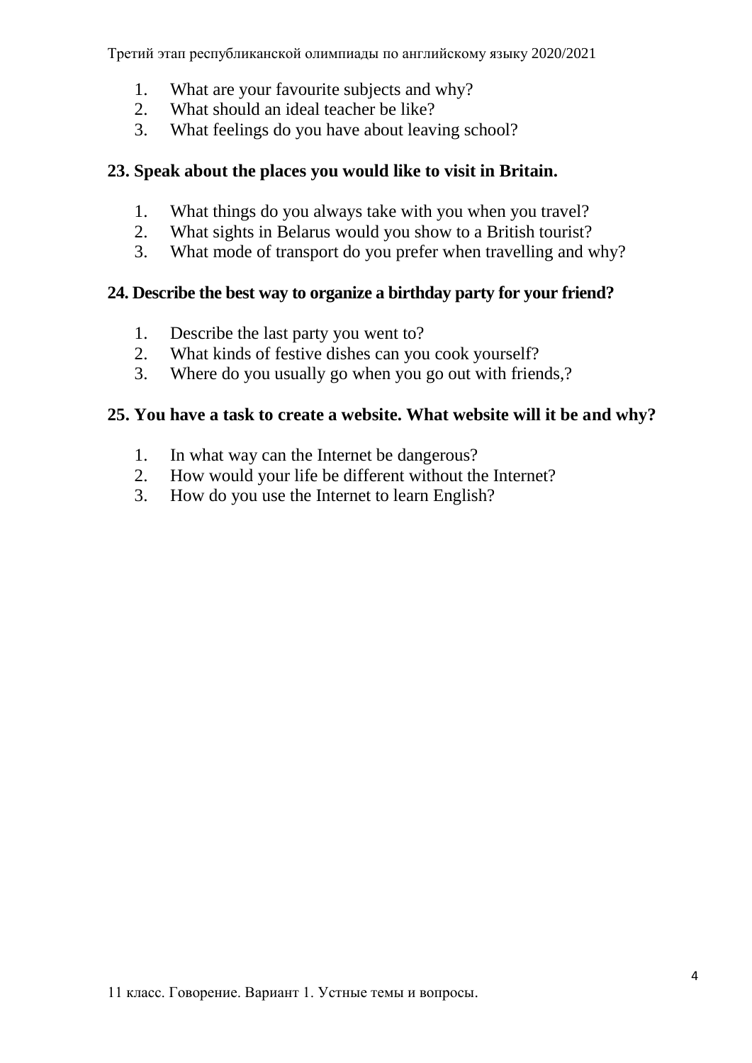1. What are your favourite subjects and why?
2. What should an ideal teacher be like?
3. What feelings do you have about leaving school?

**23. Speak about the places you would like to visit in Britain.**

1. What things do you always take with you when you travel?
2. What sights in Belarus would you show to a British tourist?
3. What mode of transport do you prefer when travelling and why?

**24. Describe the best way to organize a birthday party for your friend?**

1. Describe the last party you went to?
2. What kinds of festive dishes can you cook yourself?
3. Where do you usually go when you go out with friends,?

**25. You have a task to create a website. What website will it be and why?**

1. In what way can the Internet be dangerous?
2. How would your life be different without the Internet?
3. How do you use the Internet to learn English?